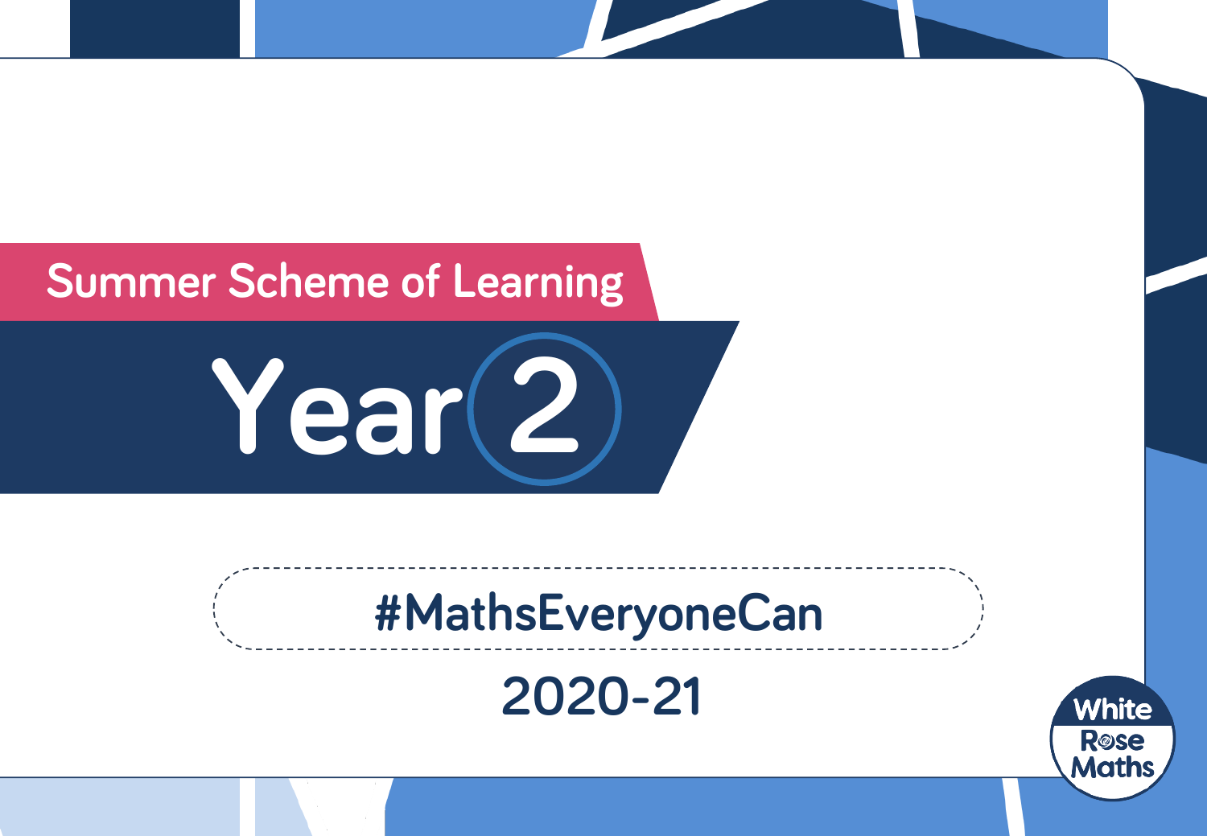Summer Scheme of Learning

# Year 2

#MathsEveryoneCan

2020-21

White Rose Maths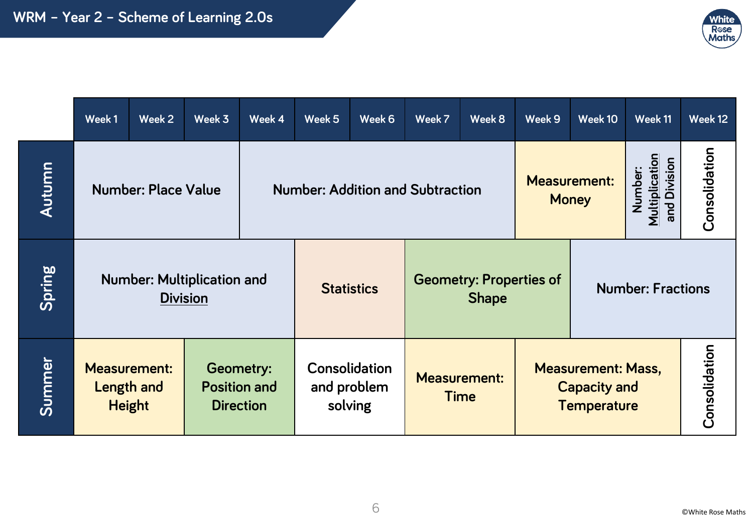# WRM – Year 2 – Scheme of Learning 2.0s

| | Week 1 | Week 2 | Week 3 | Week 4 | Week 5 | Week 6 | Week 7 | Week 8 | Week 9 | Week 10 | Week 11 | Week 12 |
|---|---|---|---|---|---|---|---|---|---|---|---|---|
| **Autumn** | Number: Place Value | | | Number: Addition and Subtraction | | | | | Measurement: Money | | Number: Multiplication and Division | Consolidation |
| **Spring** | Number: Multiplication and Division | | | | Statistics | | Geometry: Properties of Shape | | | Number: Fractions | | |
| **Summer** | Measurement: Length and Height | | Geometry: Position and Direction | | Consolidation and problem solving | | Measurement: Time | | Measurement: Mass, Capacity and Temperature | | | Consolidation |

©White Rose Maths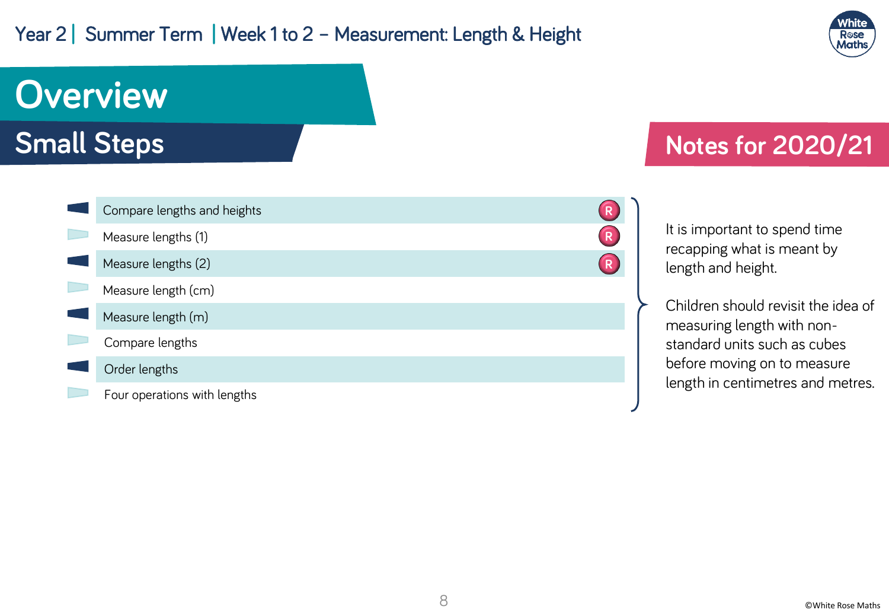Year 2 | Summer Term | Week 1 to 2 – Measurement: Length & Height

# Overview

## Small Steps

- Compare lengths and heights (R)
- Measure lengths (1) (R)
- Measure lengths (2) (R)
- Measure length (cm)
- Measure length (m)
- Compare lengths
- Order lengths
- Four operations with lengths

## Notes for 2020/21

It is important to spend time recapping what is meant by length and height.

Children should revisit the idea of measuring length with non-standard units such as cubes before moving on to measure length in centimetres and metres.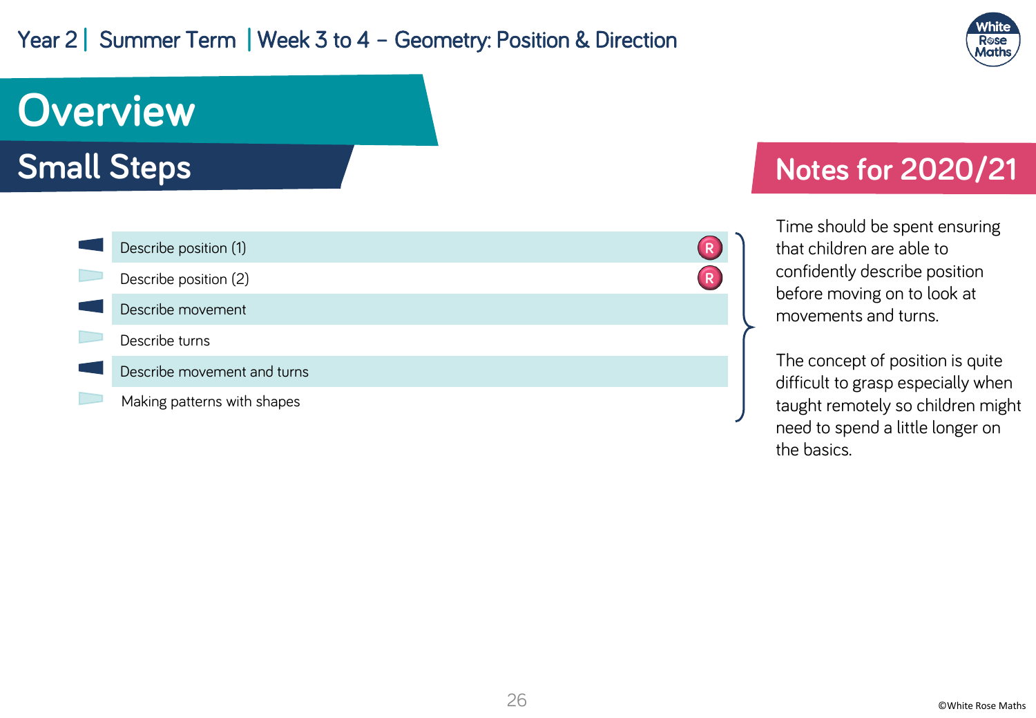Year 2 | Summer Term | Week 3 to 4 – Geometry: Position & Direction

# Overview

## Small Steps

- Describe position (1) (R)
- Describe position (2) (R)
- Describe movement
- Describe turns
- Describe movement and turns
- Making patterns with shapes

## Notes for 2020/21

Time should be spent ensuring that children are able to confidently describe position before moving on to look at movements and turns.

The concept of position is quite difficult to grasp especially when taught remotely so children might need to spend a little longer on the basics.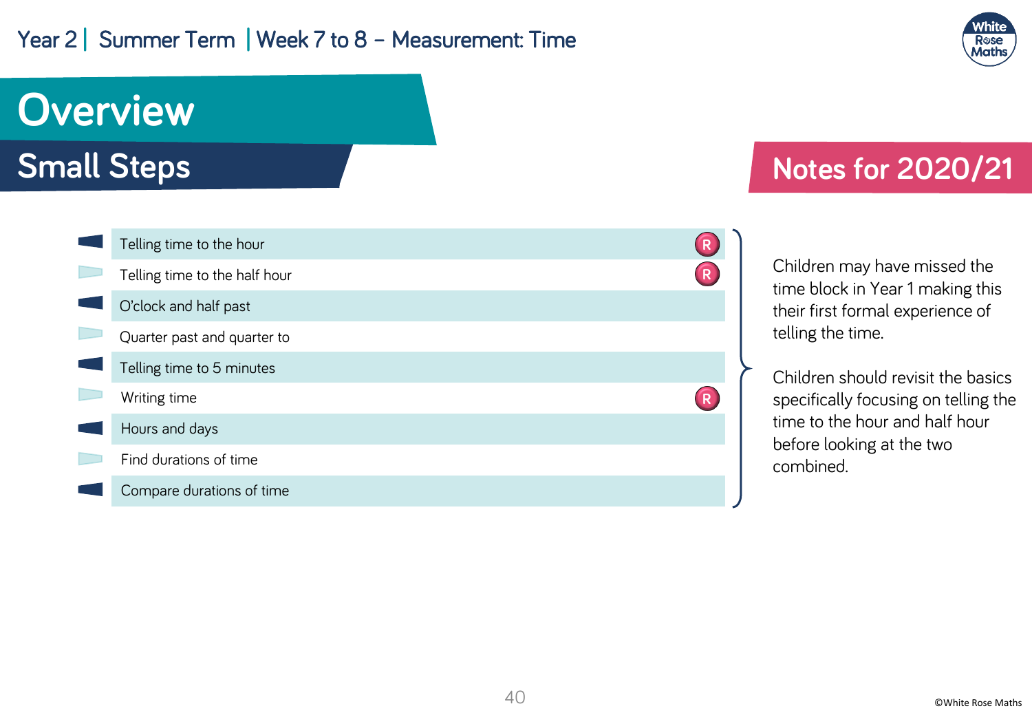Year 2 | Summer Term | Week 7 to 8 – Measurement: Time

# Overview

## Small Steps

- Telling time to the hour (R)
- Telling time to the half hour (R)
- O'clock and half past
- Quarter past and quarter to
- Telling time to 5 minutes
- Writing time (R)
- Hours and days
- Find durations of time
- Compare durations of time

## Notes for 2020/21

Children may have missed the time block in Year 1 making this their first formal experience of telling the time.

Children should revisit the basics specifically focusing on telling the time to the hour and half hour before looking at the two combined.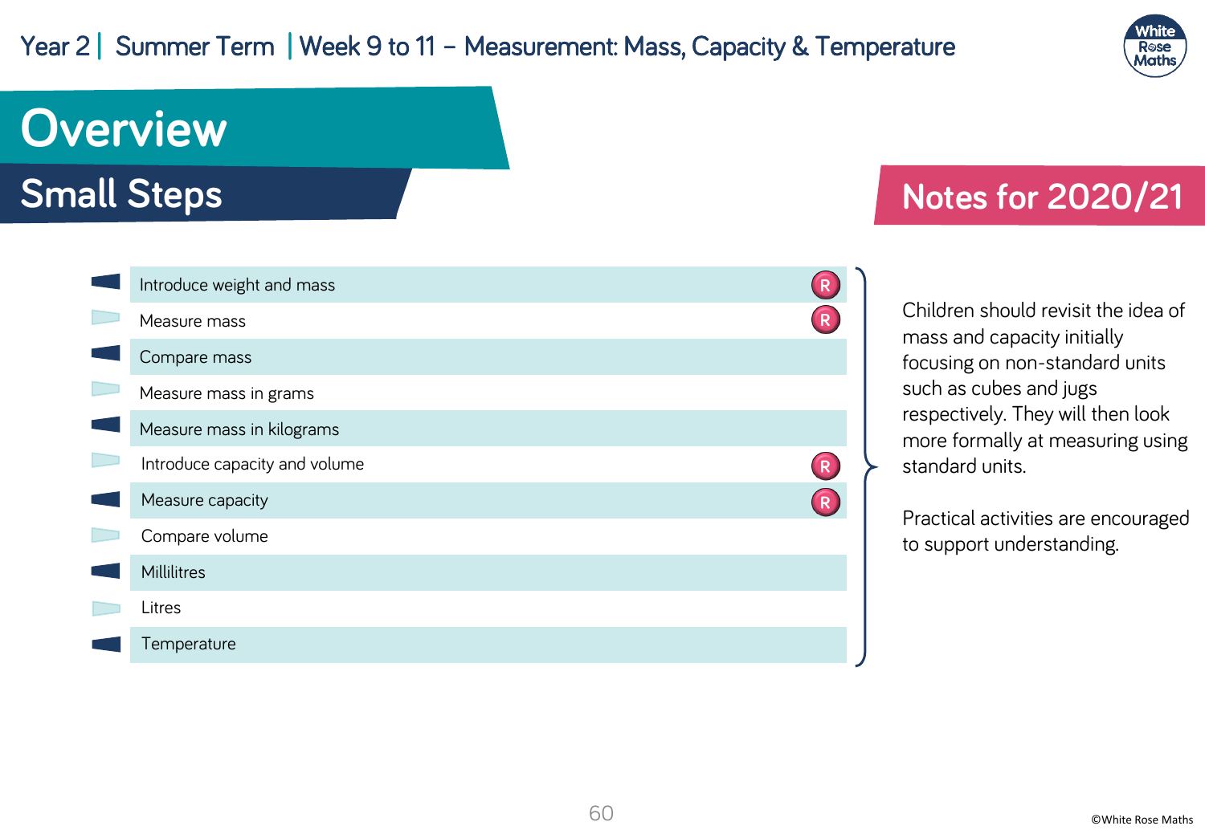Year 2 | Summer Term | Week 9 to 11 – Measurement: Mass, Capacity & Temperature

# Overview

## Small Steps

- Introduce weight and mass (R)
- Measure mass (R)
- Compare mass
- Measure mass in grams
- Measure mass in kilograms
- Introduce capacity and volume (R)
- Measure capacity (R)
- Compare volume
- Millilitres
- Litres
- Temperature

## Notes for 2020/21

Children should revisit the idea of mass and capacity initially focusing on non-standard units such as cubes and jugs respectively. They will then look more formally at measuring using standard units.

Practical activities are encouraged to support understanding.

©White Rose Maths